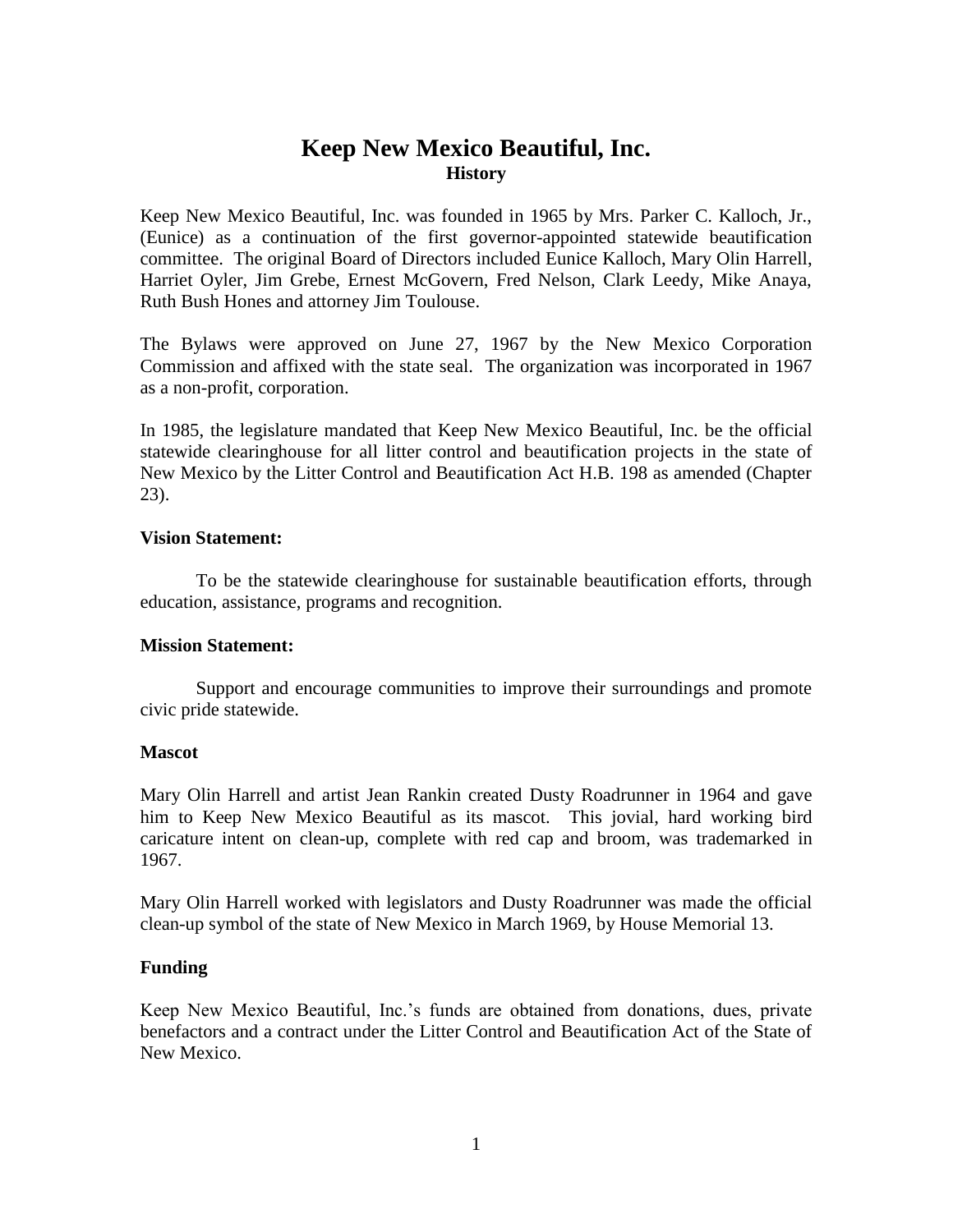# Keep New Mexico Beautiful, Inc.

## History

Keep New Mexico Beautiful, Inc. was founded in 1965 by Mrs. Parker C. Kalloch, Jr., (Eunice) as a continuation of the first governor-appointed statewide beautification committee. The original Board of Directors included Eunice Kalloch, Mary Olin Harrell, Harriet Oyler, Jim Grebe, Ernest McGovern, Fred Nelson, Clark Leedy, Mike Anaya, Ruth Bush Hones and attorney Jim Toulouse.

The Bylaws were approved on June 27, 1967 by the New Mexico Corporation Commission and affixed with the state seal. The organization was incorporated in 1967 as a non-profit, corporation.

In 1985, the legislature mandated that Keep New Mexico Beautiful, Inc. be the official statewide clearinghouse for all litter control and beautification projects in the state of New Mexico by the Litter Control and Beautification Act H.B. 198 as amended (Chapter 23).

**Vision Statement:**

To be the statewide clearinghouse for sustainable beautification efforts, through education, assistance, programs and recognition.

**Mission Statement:**

Support and encourage communities to improve their surroundings and promote civic pride statewide.

**Mascot**

Mary Olin Harrell and artist Jean Rankin created Dusty Roadrunner in 1964 and gave him to Keep New Mexico Beautiful as its mascot. This jovial, hard working bird caricature intent on clean-up, complete with red cap and broom, was trademarked in 1967.

Mary Olin Harrell worked with legislators and Dusty Roadrunner was made the official clean-up symbol of the state of New Mexico in March 1969, by House Memorial 13.

**Funding**

Keep New Mexico Beautiful, Inc.'s funds are obtained from donations, dues, private benefactors and a contract under the Litter Control and Beautification Act of the State of New Mexico.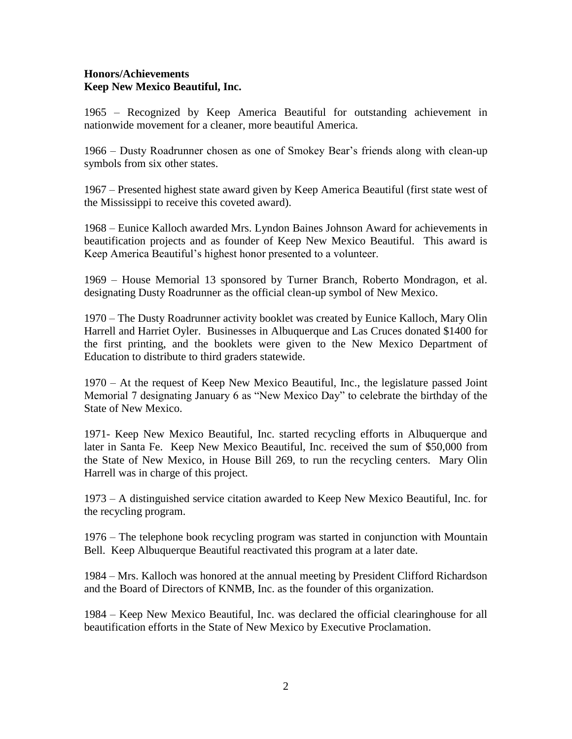**Honors/Achievements**
**Keep New Mexico Beautiful, Inc.**

1965 – Recognized by Keep America Beautiful for outstanding achievement in nationwide movement for a cleaner, more beautiful America.

1966 – Dusty Roadrunner chosen as one of Smokey Bear's friends along with clean-up symbols from six other states.

1967 – Presented highest state award given by Keep America Beautiful (first state west of the Mississippi to receive this coveted award).

1968 – Eunice Kalloch awarded Mrs. Lyndon Baines Johnson Award for achievements in beautification projects and as founder of Keep New Mexico Beautiful. This award is Keep America Beautiful's highest honor presented to a volunteer.

1969 – House Memorial 13 sponsored by Turner Branch, Roberto Mondragon, et al. designating Dusty Roadrunner as the official clean-up symbol of New Mexico.

1970 – The Dusty Roadrunner activity booklet was created by Eunice Kalloch, Mary Olin Harrell and Harriet Oyler. Businesses in Albuquerque and Las Cruces donated $1400 for the first printing, and the booklets were given to the New Mexico Department of Education to distribute to third graders statewide.

1970 – At the request of Keep New Mexico Beautiful, Inc., the legislature passed Joint Memorial 7 designating January 6 as "New Mexico Day" to celebrate the birthday of the State of New Mexico.

1971- Keep New Mexico Beautiful, Inc. started recycling efforts in Albuquerque and later in Santa Fe. Keep New Mexico Beautiful, Inc. received the sum of $50,000 from the State of New Mexico, in House Bill 269, to run the recycling centers. Mary Olin Harrell was in charge of this project.

1973 – A distinguished service citation awarded to Keep New Mexico Beautiful, Inc. for the recycling program.

1976 – The telephone book recycling program was started in conjunction with Mountain Bell. Keep Albuquerque Beautiful reactivated this program at a later date.

1984 – Mrs. Kalloch was honored at the annual meeting by President Clifford Richardson and the Board of Directors of KNMB, Inc. as the founder of this organization.

1984 – Keep New Mexico Beautiful, Inc. was declared the official clearinghouse for all beautification efforts in the State of New Mexico by Executive Proclamation.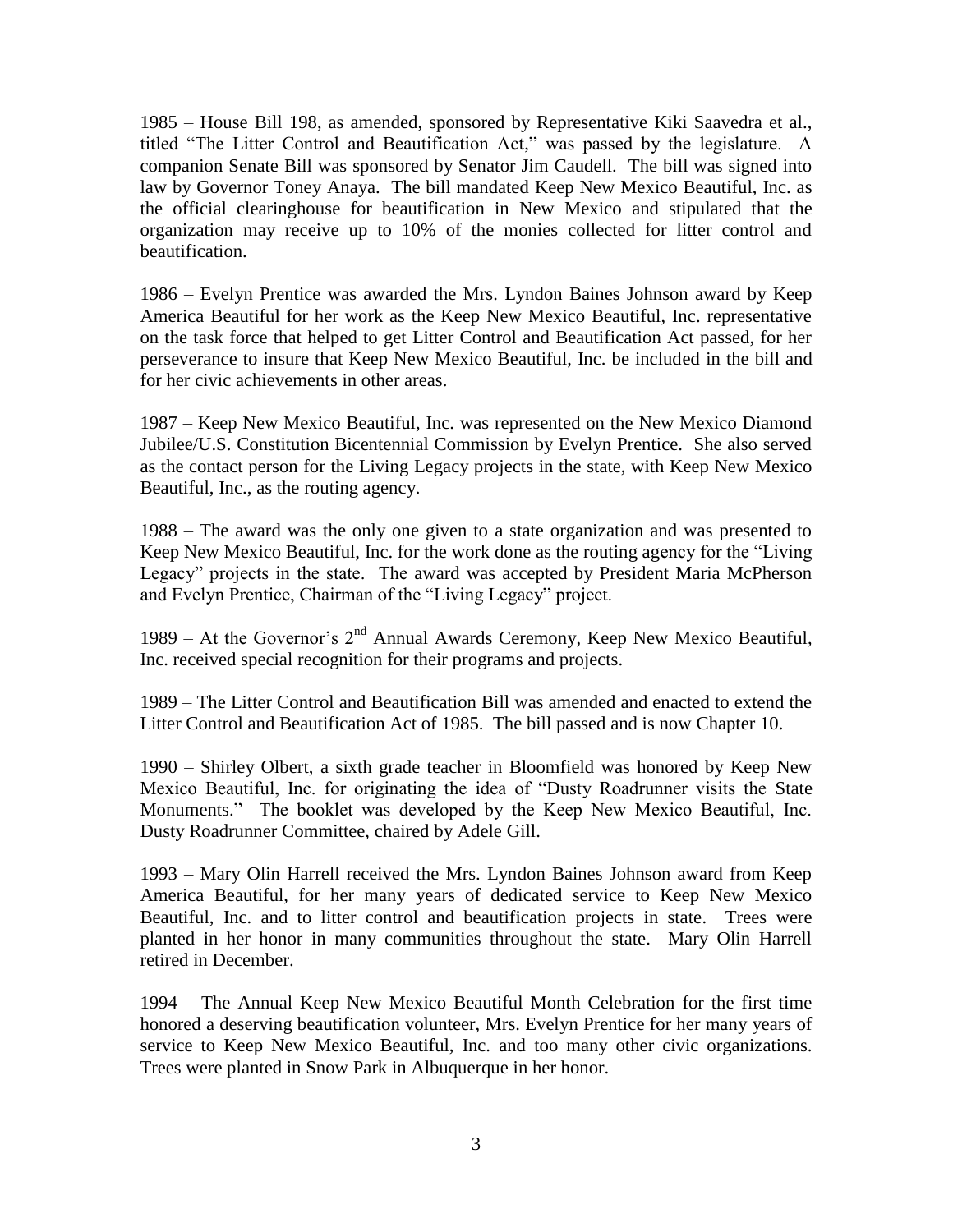1985 – House Bill 198, as amended, sponsored by Representative Kiki Saavedra et al., titled "The Litter Control and Beautification Act," was passed by the legislature. A companion Senate Bill was sponsored by Senator Jim Caudell. The bill was signed into law by Governor Toney Anaya. The bill mandated Keep New Mexico Beautiful, Inc. as the official clearinghouse for beautification in New Mexico and stipulated that the organization may receive up to 10% of the monies collected for litter control and beautification.

1986 – Evelyn Prentice was awarded the Mrs. Lyndon Baines Johnson award by Keep America Beautiful for her work as the Keep New Mexico Beautiful, Inc. representative on the task force that helped to get Litter Control and Beautification Act passed, for her perseverance to insure that Keep New Mexico Beautiful, Inc. be included in the bill and for her civic achievements in other areas.

1987 – Keep New Mexico Beautiful, Inc. was represented on the New Mexico Diamond Jubilee/U.S. Constitution Bicentennial Commission by Evelyn Prentice. She also served as the contact person for the Living Legacy projects in the state, with Keep New Mexico Beautiful, Inc., as the routing agency.

1988 – The award was the only one given to a state organization and was presented to Keep New Mexico Beautiful, Inc. for the work done as the routing agency for the "Living Legacy" projects in the state. The award was accepted by President Maria McPherson and Evelyn Prentice, Chairman of the "Living Legacy" project.

1989 – At the Governor's 2nd Annual Awards Ceremony, Keep New Mexico Beautiful, Inc. received special recognition for their programs and projects.

1989 – The Litter Control and Beautification Bill was amended and enacted to extend the Litter Control and Beautification Act of 1985. The bill passed and is now Chapter 10.

1990 – Shirley Olbert, a sixth grade teacher in Bloomfield was honored by Keep New Mexico Beautiful, Inc. for originating the idea of "Dusty Roadrunner visits the State Monuments." The booklet was developed by the Keep New Mexico Beautiful, Inc. Dusty Roadrunner Committee, chaired by Adele Gill.

1993 – Mary Olin Harrell received the Mrs. Lyndon Baines Johnson award from Keep America Beautiful, for her many years of dedicated service to Keep New Mexico Beautiful, Inc. and to litter control and beautification projects in state. Trees were planted in her honor in many communities throughout the state. Mary Olin Harrell retired in December.

1994 – The Annual Keep New Mexico Beautiful Month Celebration for the first time honored a deserving beautification volunteer, Mrs. Evelyn Prentice for her many years of service to Keep New Mexico Beautiful, Inc. and too many other civic organizations. Trees were planted in Snow Park in Albuquerque in her honor.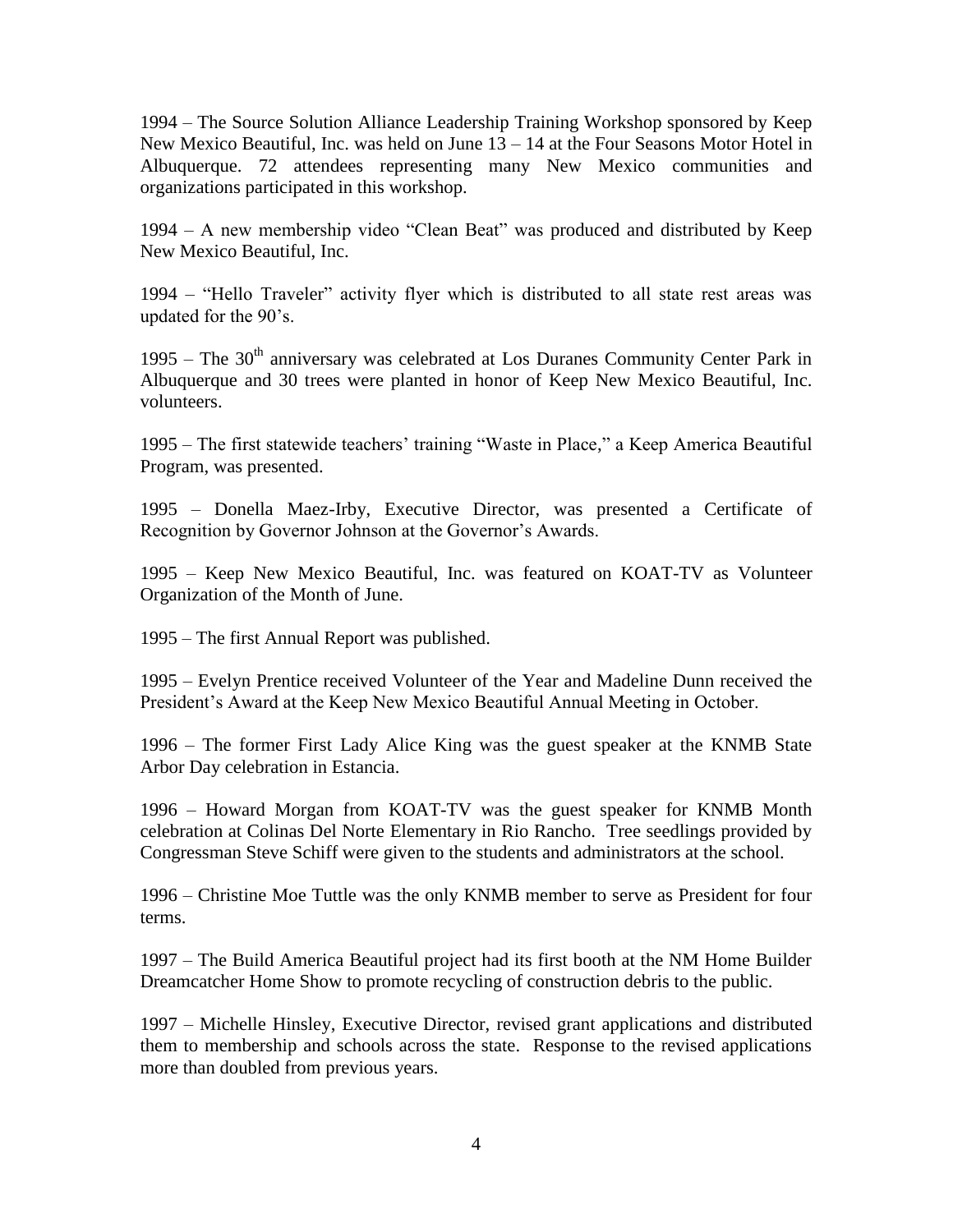1994 – The Source Solution Alliance Leadership Training Workshop sponsored by Keep New Mexico Beautiful, Inc. was held on June 13 – 14 at the Four Seasons Motor Hotel in Albuquerque. 72 attendees representing many New Mexico communities and organizations participated in this workshop.

1994 – A new membership video "Clean Beat" was produced and distributed by Keep New Mexico Beautiful, Inc.

1994 – "Hello Traveler" activity flyer which is distributed to all state rest areas was updated for the 90's.

1995 – The 30th anniversary was celebrated at Los Duranes Community Center Park in Albuquerque and 30 trees were planted in honor of Keep New Mexico Beautiful, Inc. volunteers.

1995 – The first statewide teachers' training "Waste in Place," a Keep America Beautiful Program, was presented.

1995 – Donella Maez-Irby, Executive Director, was presented a Certificate of Recognition by Governor Johnson at the Governor's Awards.

1995 – Keep New Mexico Beautiful, Inc. was featured on KOAT-TV as Volunteer Organization of the Month of June.

1995 – The first Annual Report was published.

1995 – Evelyn Prentice received Volunteer of the Year and Madeline Dunn received the President's Award at the Keep New Mexico Beautiful Annual Meeting in October.

1996 – The former First Lady Alice King was the guest speaker at the KNMB State Arbor Day celebration in Estancia.

1996 – Howard Morgan from KOAT-TV was the guest speaker for KNMB Month celebration at Colinas Del Norte Elementary in Rio Rancho. Tree seedlings provided by Congressman Steve Schiff were given to the students and administrators at the school.

1996 – Christine Moe Tuttle was the only KNMB member to serve as President for four terms.

1997 – The Build America Beautiful project had its first booth at the NM Home Builder Dreamcatcher Home Show to promote recycling of construction debris to the public.

1997 – Michelle Hinsley, Executive Director, revised grant applications and distributed them to membership and schools across the state. Response to the revised applications more than doubled from previous years.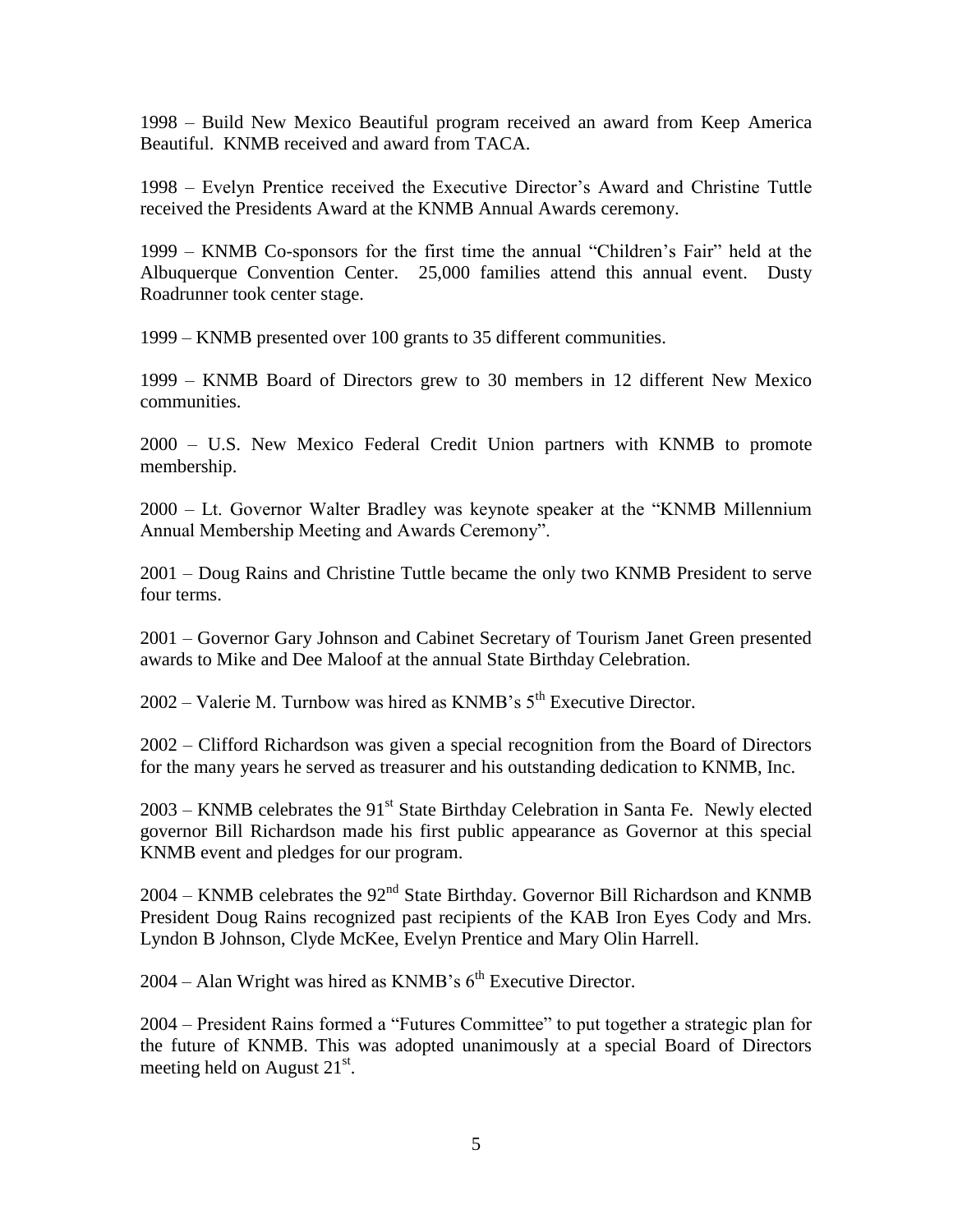1998 – Build New Mexico Beautiful program received an award from Keep America Beautiful. KNMB received and award from TACA.

1998 – Evelyn Prentice received the Executive Director's Award and Christine Tuttle received the Presidents Award at the KNMB Annual Awards ceremony.

1999 – KNMB Co-sponsors for the first time the annual "Children's Fair" held at the Albuquerque Convention Center. 25,000 families attend this annual event. Dusty Roadrunner took center stage.

1999 – KNMB presented over 100 grants to 35 different communities.

1999 – KNMB Board of Directors grew to 30 members in 12 different New Mexico communities.

2000 – U.S. New Mexico Federal Credit Union partners with KNMB to promote membership.

2000 – Lt. Governor Walter Bradley was keynote speaker at the "KNMB Millennium Annual Membership Meeting and Awards Ceremony".

2001 – Doug Rains and Christine Tuttle became the only two KNMB President to serve four terms.

2001 – Governor Gary Johnson and Cabinet Secretary of Tourism Janet Green presented awards to Mike and Dee Maloof at the annual State Birthday Celebration.

2002 – Valerie M. Turnbow was hired as KNMB's 5th Executive Director.

2002 – Clifford Richardson was given a special recognition from the Board of Directors for the many years he served as treasurer and his outstanding dedication to KNMB, Inc.

2003 – KNMB celebrates the 91st State Birthday Celebration in Santa Fe. Newly elected governor Bill Richardson made his first public appearance as Governor at this special KNMB event and pledges for our program.

2004 – KNMB celebrates the 92nd State Birthday. Governor Bill Richardson and KNMB President Doug Rains recognized past recipients of the KAB Iron Eyes Cody and Mrs. Lyndon B Johnson, Clyde McKee, Evelyn Prentice and Mary Olin Harrell.

2004 – Alan Wright was hired as KNMB's 6th Executive Director.

2004 – President Rains formed a "Futures Committee" to put together a strategic plan for the future of KNMB. This was adopted unanimously at a special Board of Directors meeting held on August 21st.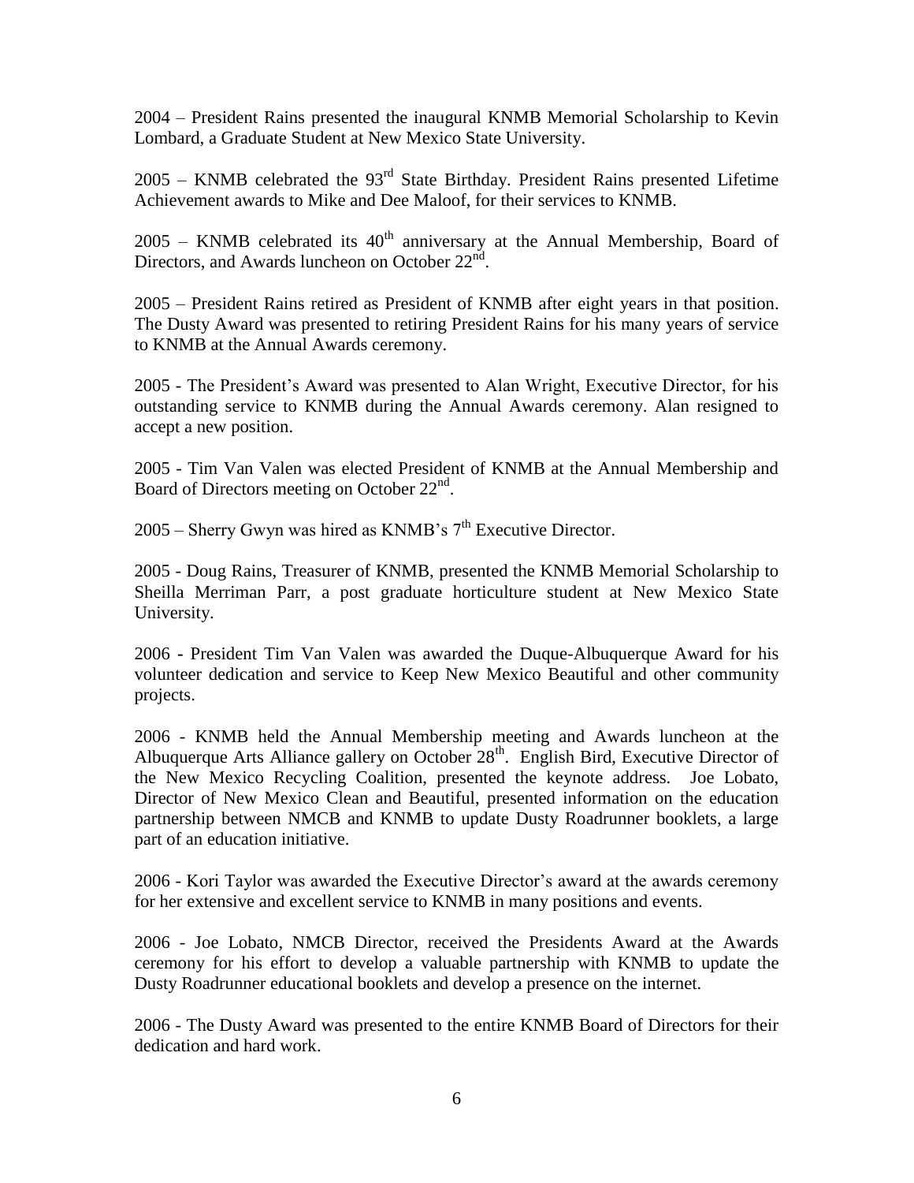2004 – President Rains presented the inaugural KNMB Memorial Scholarship to Kevin Lombard, a Graduate Student at New Mexico State University.

2005 – KNMB celebrated the 93rd State Birthday. President Rains presented Lifetime Achievement awards to Mike and Dee Maloof, for their services to KNMB.

2005 – KNMB celebrated its 40th anniversary at the Annual Membership, Board of Directors, and Awards luncheon on October 22nd.

2005 – President Rains retired as President of KNMB after eight years in that position. The Dusty Award was presented to retiring President Rains for his many years of service to KNMB at the Annual Awards ceremony.

2005 - The President's Award was presented to Alan Wright, Executive Director, for his outstanding service to KNMB during the Annual Awards ceremony. Alan resigned to accept a new position.

2005 - Tim Van Valen was elected President of KNMB at the Annual Membership and Board of Directors meeting on October 22nd.

2005 – Sherry Gwyn was hired as KNMB's 7th Executive Director.

2005 - Doug Rains, Treasurer of KNMB, presented the KNMB Memorial Scholarship to Sheilla Merriman Parr, a post graduate horticulture student at New Mexico State University.

2006 - President Tim Van Valen was awarded the Duque-Albuquerque Award for his volunteer dedication and service to Keep New Mexico Beautiful and other community projects.

2006 - KNMB held the Annual Membership meeting and Awards luncheon at the Albuquerque Arts Alliance gallery on October 28th. English Bird, Executive Director of the New Mexico Recycling Coalition, presented the keynote address. Joe Lobato, Director of New Mexico Clean and Beautiful, presented information on the education partnership between NMCB and KNMB to update Dusty Roadrunner booklets, a large part of an education initiative.

2006 - Kori Taylor was awarded the Executive Director's award at the awards ceremony for her extensive and excellent service to KNMB in many positions and events.

2006 - Joe Lobato, NMCB Director, received the Presidents Award at the Awards ceremony for his effort to develop a valuable partnership with KNMB to update the Dusty Roadrunner educational booklets and develop a presence on the internet.

2006 - The Dusty Award was presented to the entire KNMB Board of Directors for their dedication and hard work.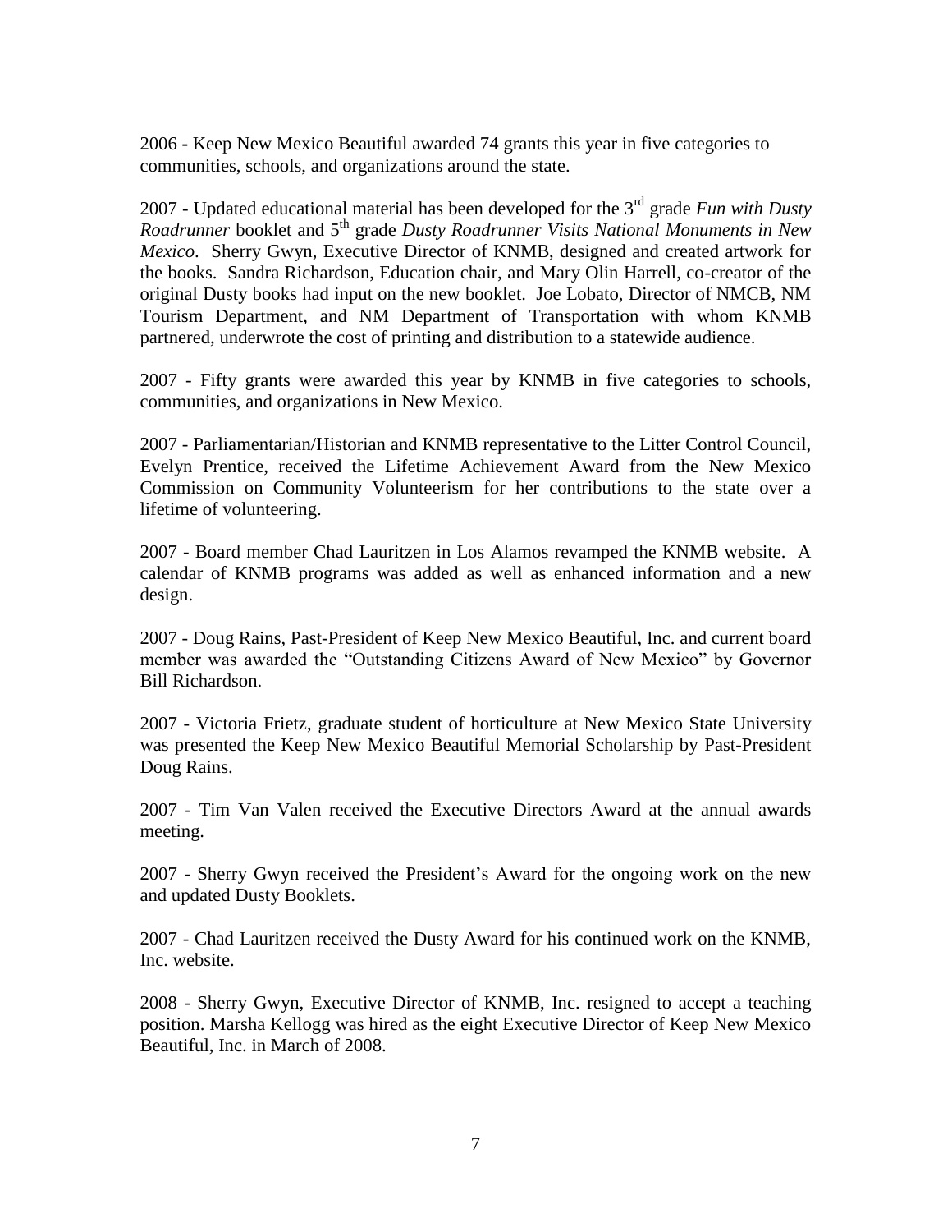2006 - Keep New Mexico Beautiful awarded 74 grants this year in five categories to communities, schools, and organizations around the state.

2007 - Updated educational material has been developed for the 3rd grade *Fun with Dusty Roadrunner* booklet and 5th grade *Dusty Roadrunner Visits National Monuments in New Mexico*. Sherry Gwyn, Executive Director of KNMB, designed and created artwork for the books. Sandra Richardson, Education chair, and Mary Olin Harrell, co-creator of the original Dusty books had input on the new booklet. Joe Lobato, Director of NMCB, NM Tourism Department, and NM Department of Transportation with whom KNMB partnered, underwrote the cost of printing and distribution to a statewide audience.

2007 - Fifty grants were awarded this year by KNMB in five categories to schools, communities, and organizations in New Mexico.

2007 - Parliamentarian/Historian and KNMB representative to the Litter Control Council, Evelyn Prentice, received the Lifetime Achievement Award from the New Mexico Commission on Community Volunteerism for her contributions to the state over a lifetime of volunteering.

2007 - Board member Chad Lauritzen in Los Alamos revamped the KNMB website. A calendar of KNMB programs was added as well as enhanced information and a new design.

2007 - Doug Rains, Past-President of Keep New Mexico Beautiful, Inc. and current board member was awarded the "Outstanding Citizens Award of New Mexico" by Governor Bill Richardson.

2007 - Victoria Frietz, graduate student of horticulture at New Mexico State University was presented the Keep New Mexico Beautiful Memorial Scholarship by Past-President Doug Rains.

2007 - Tim Van Valen received the Executive Directors Award at the annual awards meeting.

2007 - Sherry Gwyn received the President's Award for the ongoing work on the new and updated Dusty Booklets.

2007 - Chad Lauritzen received the Dusty Award for his continued work on the KNMB, Inc. website.

2008 - Sherry Gwyn, Executive Director of KNMB, Inc. resigned to accept a teaching position. Marsha Kellogg was hired as the eight Executive Director of Keep New Mexico Beautiful, Inc. in March of 2008.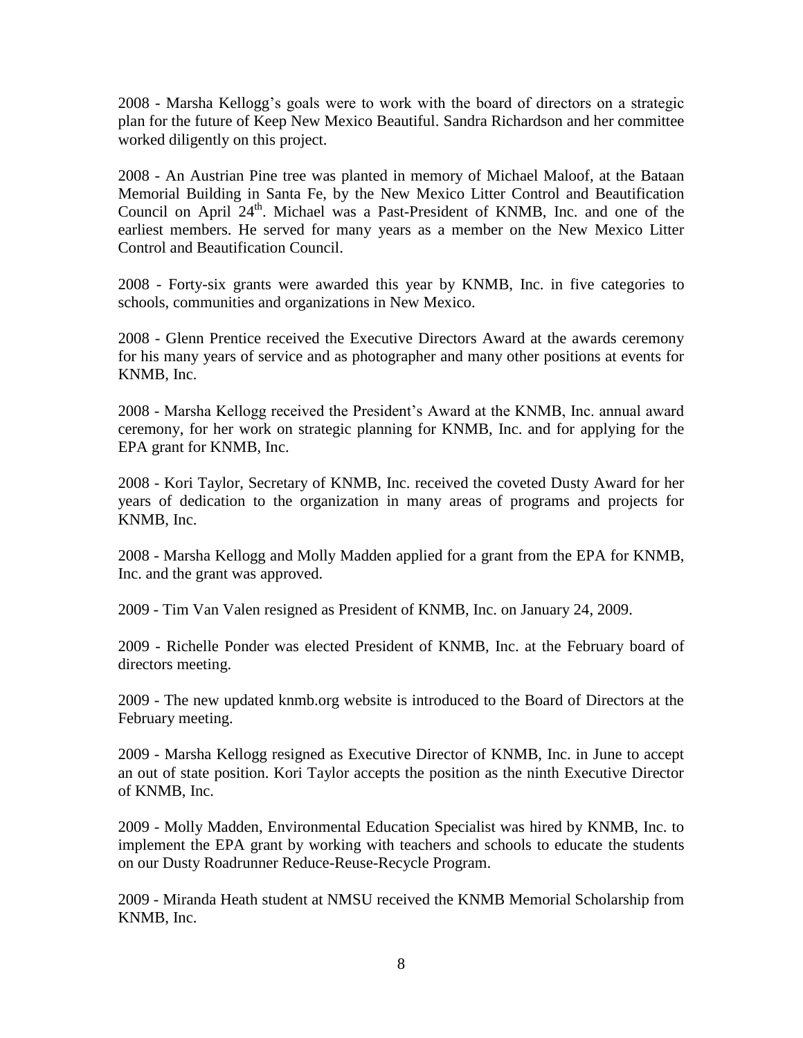2008 - Marsha Kellogg's goals were to work with the board of directors on a strategic plan for the future of Keep New Mexico Beautiful. Sandra Richardson and her committee worked diligently on this project.

2008 - An Austrian Pine tree was planted in memory of Michael Maloof, at the Bataan Memorial Building in Santa Fe, by the New Mexico Litter Control and Beautification Council on April 24th. Michael was a Past-President of KNMB, Inc. and one of the earliest members. He served for many years as a member on the New Mexico Litter Control and Beautification Council.

2008 - Forty-six grants were awarded this year by KNMB, Inc. in five categories to schools, communities and organizations in New Mexico.

2008 - Glenn Prentice received the Executive Directors Award at the awards ceremony for his many years of service and as photographer and many other positions at events for KNMB, Inc.

2008 - Marsha Kellogg received the President's Award at the KNMB, Inc. annual award ceremony, for her work on strategic planning for KNMB, Inc. and for applying for the EPA grant for KNMB, Inc.

2008 - Kori Taylor, Secretary of KNMB, Inc. received the coveted Dusty Award for her years of dedication to the organization in many areas of programs and projects for KNMB, Inc.

2008 - Marsha Kellogg and Molly Madden applied for a grant from the EPA for KNMB, Inc. and the grant was approved.

2009 - Tim Van Valen resigned as President of KNMB, Inc. on January 24, 2009.

2009 - Richelle Ponder was elected President of KNMB, Inc. at the February board of directors meeting.

2009 - The new updated knmb.org website is introduced to the Board of Directors at the February meeting.

2009 - Marsha Kellogg resigned as Executive Director of KNMB, Inc. in June to accept an out of state position. Kori Taylor accepts the position as the ninth Executive Director of KNMB, Inc.

2009 - Molly Madden, Environmental Education Specialist was hired by KNMB, Inc. to implement the EPA grant by working with teachers and schools to educate the students on our Dusty Roadrunner Reduce-Reuse-Recycle Program.

2009 - Miranda Heath student at NMSU received the KNMB Memorial Scholarship from KNMB, Inc.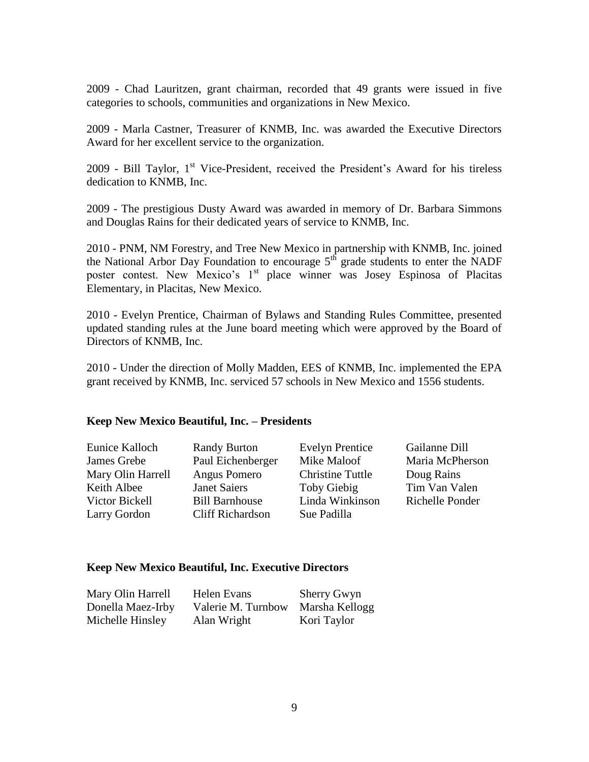2009 - Chad Lauritzen, grant chairman, recorded that 49 grants were issued in five categories to schools, communities and organizations in New Mexico.

2009 - Marla Castner, Treasurer of KNMB, Inc. was awarded the Executive Directors Award for her excellent service to the organization.

2009 - Bill Taylor, 1st Vice-President, received the President's Award for his tireless dedication to KNMB, Inc.

2009 - The prestigious Dusty Award was awarded in memory of Dr. Barbara Simmons and Douglas Rains for their dedicated years of service to KNMB, Inc.

2010 - PNM, NM Forestry, and Tree New Mexico in partnership with KNMB, Inc. joined the National Arbor Day Foundation to encourage 5th grade students to enter the NADF poster contest. New Mexico's 1st place winner was Josey Espinosa of Placitas Elementary, in Placitas, New Mexico.

2010 - Evelyn Prentice, Chairman of Bylaws and Standing Rules Committee, presented updated standing rules at the June board meeting which were approved by the Board of Directors of KNMB, Inc.

2010 - Under the direction of Molly Madden, EES of KNMB, Inc. implemented the EPA grant received by KNMB, Inc. serviced 57 schools in New Mexico and 1556 students.

**Keep New Mexico Beautiful, Inc. – Presidents**

| | | | |
|---|---|---|---|
| Eunice Kalloch | Randy Burton | Evelyn Prentice | Gailanne Dill |
| James Grebe | Paul Eichenberger | Mike Maloof | Maria McPherson |
| Mary Olin Harrell | Angus Pomero | Christine Tuttle | Doug Rains |
| Keith Albee | Janet Saiers | Toby Giebig | Tim Van Valen |
| Victor Bickell | Bill Barnhouse | Linda Winkinson | Richelle Ponder |
| Larry Gordon | Cliff Richardson | Sue Padilla | |

**Keep New Mexico Beautiful, Inc. Executive Directors**

| | | |
|---|---|---|
| Mary Olin Harrell | Helen Evans | Sherry Gwyn |
| Donella Maez-Irby | Valerie M. Turnbow | Marsha Kellogg |
| Michelle Hinsley | Alan Wright | Kori Taylor |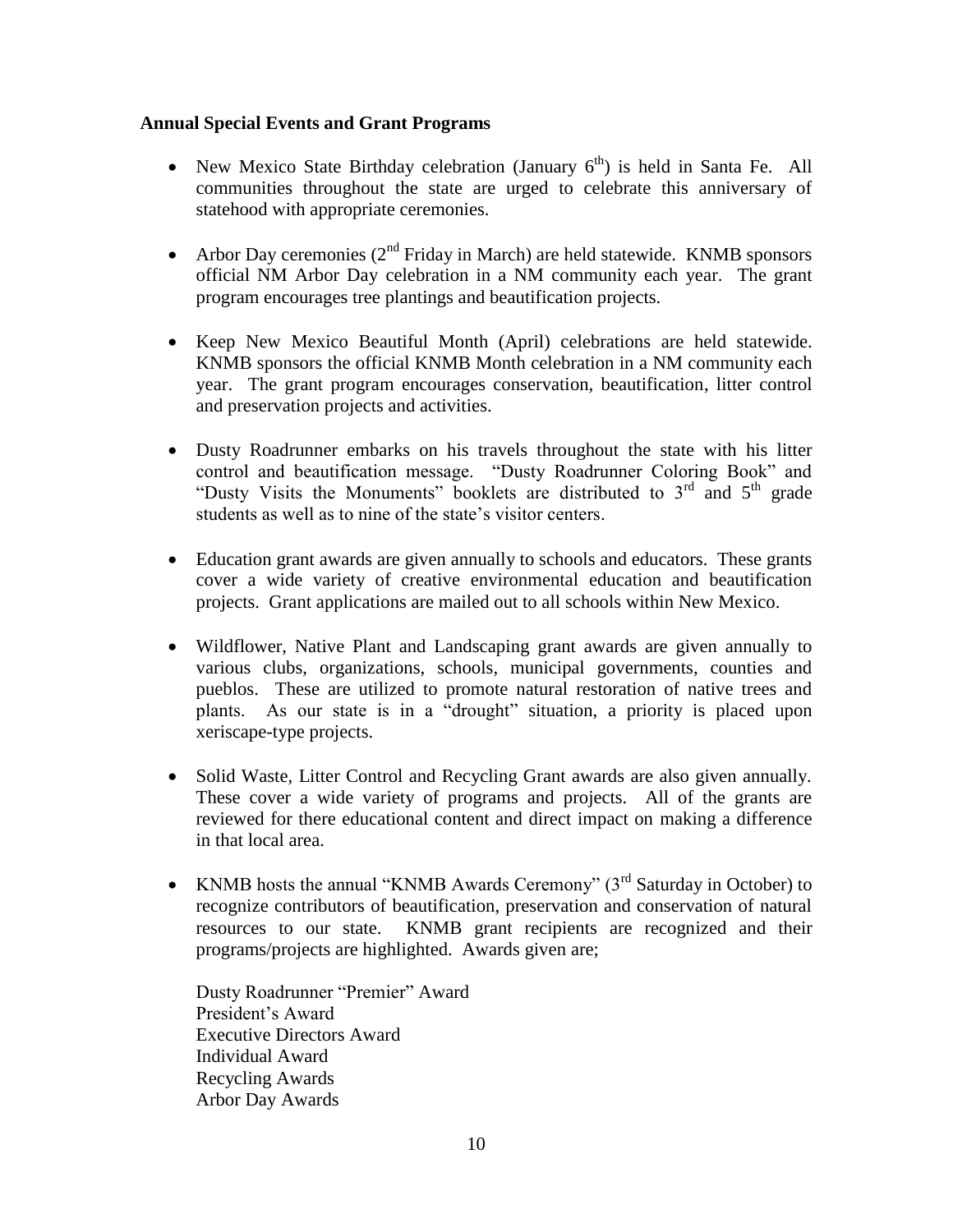**Annual Special Events and Grant Programs**

- New Mexico State Birthday celebration (January 6th) is held in Santa Fe. All communities throughout the state are urged to celebrate this anniversary of statehood with appropriate ceremonies.

- Arbor Day ceremonies (2nd Friday in March) are held statewide. KNMB sponsors official NM Arbor Day celebration in a NM community each year. The grant program encourages tree plantings and beautification projects.

- Keep New Mexico Beautiful Month (April) celebrations are held statewide. KNMB sponsors the official KNMB Month celebration in a NM community each year. The grant program encourages conservation, beautification, litter control and preservation projects and activities.

- Dusty Roadrunner embarks on his travels throughout the state with his litter control and beautification message. "Dusty Roadrunner Coloring Book" and "Dusty Visits the Monuments" booklets are distributed to 3rd and 5th grade students as well as to nine of the state's visitor centers.

- Education grant awards are given annually to schools and educators. These grants cover a wide variety of creative environmental education and beautification projects. Grant applications are mailed out to all schools within New Mexico.

- Wildflower, Native Plant and Landscaping grant awards are given annually to various clubs, organizations, schools, municipal governments, counties and pueblos. These are utilized to promote natural restoration of native trees and plants. As our state is in a "drought" situation, a priority is placed upon xeriscape-type projects.

- Solid Waste, Litter Control and Recycling Grant awards are also given annually. These cover a wide variety of programs and projects. All of the grants are reviewed for there educational content and direct impact on making a difference in that local area.

- KNMB hosts the annual "KNMB Awards Ceremony" (3rd Saturday in October) to recognize contributors of beautification, preservation and conservation of natural resources to our state. KNMB grant recipients are recognized and their programs/projects are highlighted. Awards given are;

  Dusty Roadrunner "Premier" Award
  President's Award
  Executive Directors Award
  Individual Award
  Recycling Awards
  Arbor Day Awards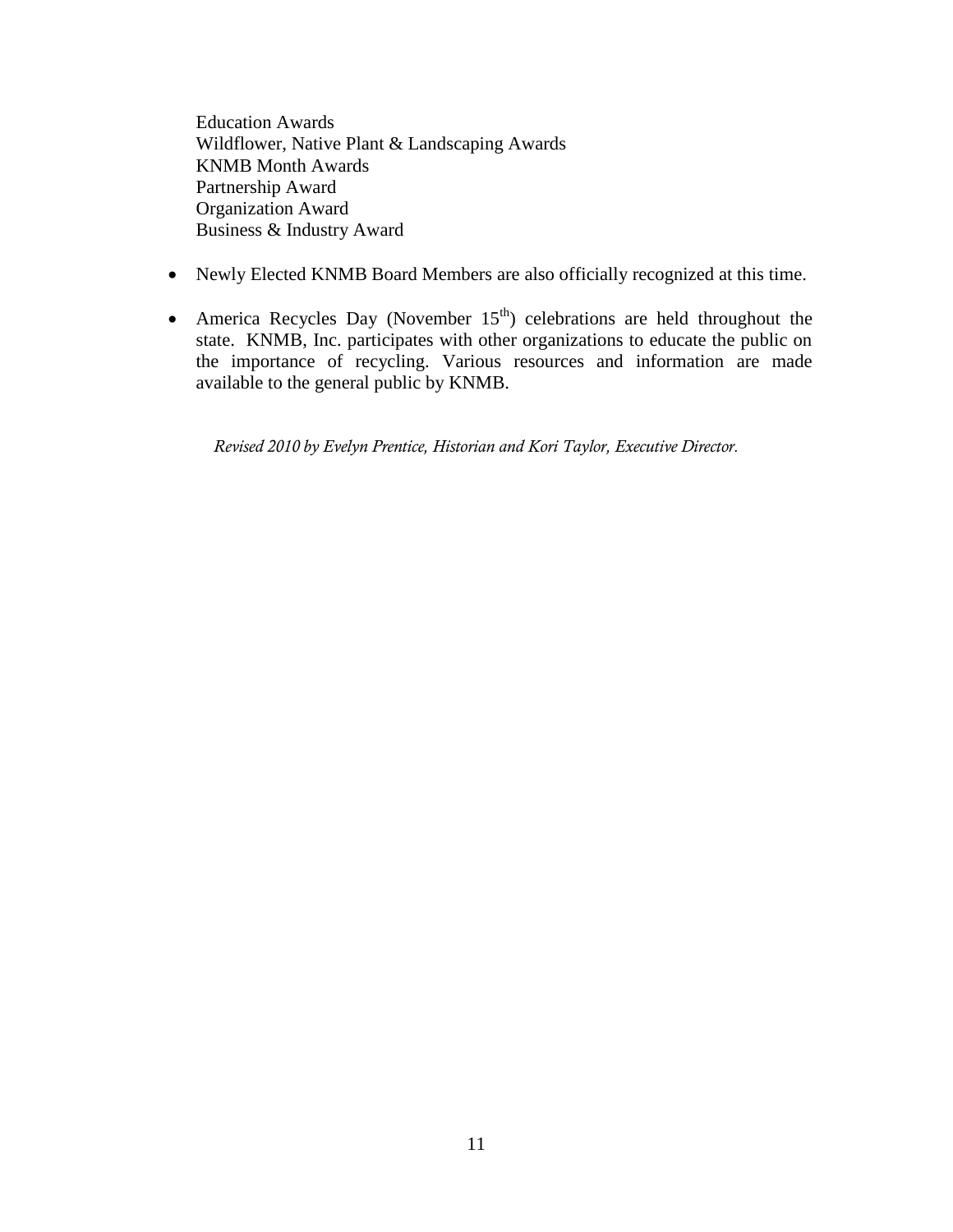Education Awards
Wildflower, Native Plant & Landscaping Awards
KNMB Month Awards
Partnership Award
Organization Award
Business & Industry Award

- Newly Elected KNMB Board Members are also officially recognized at this time.

- America Recycles Day (November 15th) celebrations are held throughout the state. KNMB, Inc. participates with other organizations to educate the public on the importance of recycling. Various resources and information are made available to the general public by KNMB.

*Revised 2010 by Evelyn Prentice, Historian and Kori Taylor, Executive Director.*